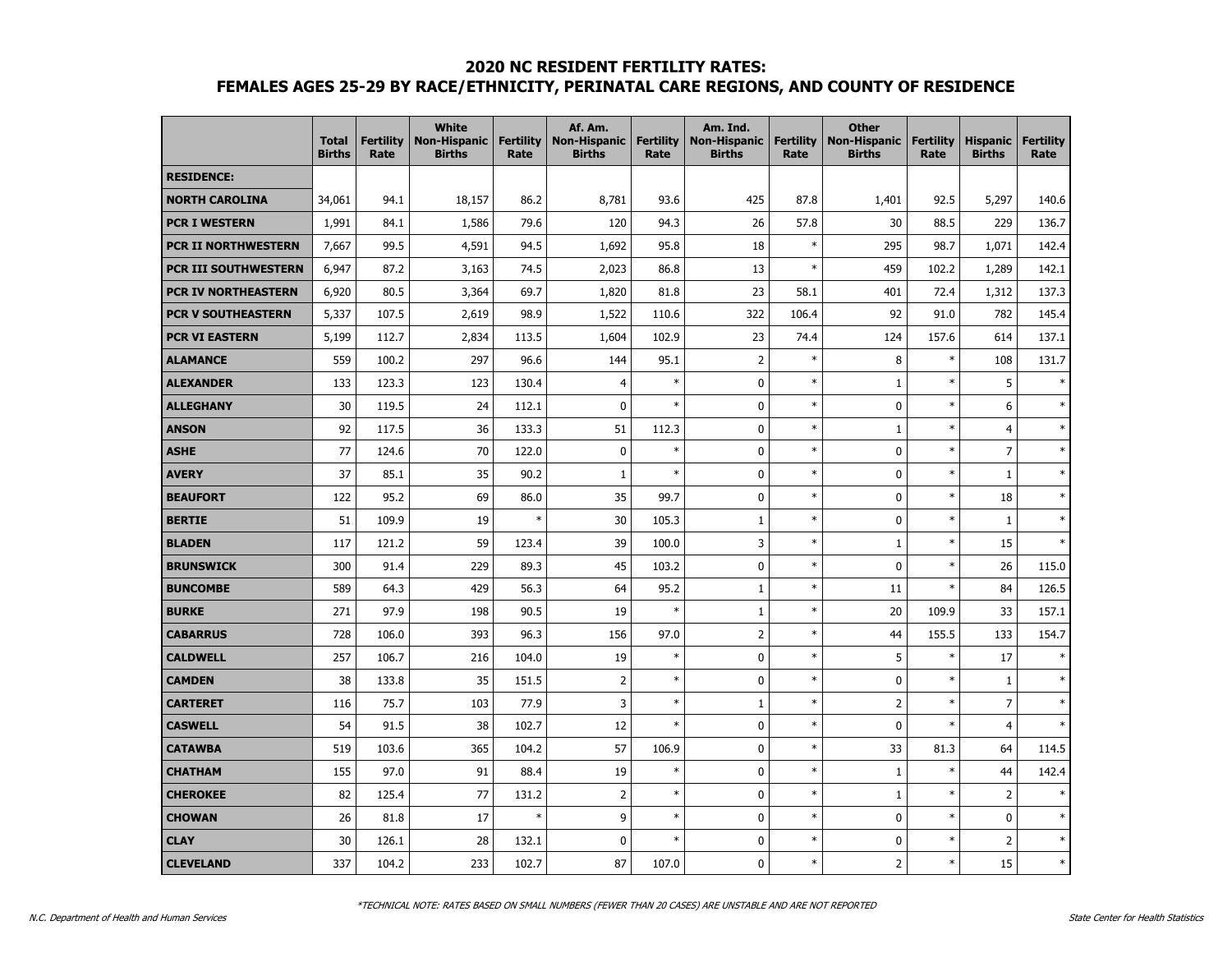## 2020 NC RESIDENT FERTILITY RATES:
## FEMALES AGES 25-29 BY RACE/ETHNICITY, PERINATAL CARE REGIONS, AND COUNTY OF RESIDENCE

| | Total Births | Fertility Rate | White Non-Hispanic Births | Fertility Rate | Af. Am. Non-Hispanic Births | Fertility Rate | Am. Ind. Non-Hispanic Births | Fertility Rate | Other Non-Hispanic Births | Fertility Rate | Hispanic Births | Fertility Rate |
|---|---|---|---|---|---|---|---|---|---|---|---|---|
| **RESIDENCE:** | | | | | | | | | | | | |
| **NORTH CAROLINA** | 34,061 | 94.1 | 18,157 | 86.2 | 8,781 | 93.6 | 425 | 87.8 | 1,401 | 92.5 | 5,297 | 140.6 |
| **PCR I WESTERN** | 1,991 | 84.1 | 1,586 | 79.6 | 120 | 94.3 | 26 | 57.8 | 30 | 88.5 | 229 | 136.7 |
| **PCR II NORTHWESTERN** | 7,667 | 99.5 | 4,591 | 94.5 | 1,692 | 95.8 | 18 | * | 295 | 98.7 | 1,071 | 142.4 |
| **PCR III SOUTHWESTERN** | 6,947 | 87.2 | 3,163 | 74.5 | 2,023 | 86.8 | 13 | * | 459 | 102.2 | 1,289 | 142.1 |
| **PCR IV NORTHEASTERN** | 6,920 | 80.5 | 3,364 | 69.7 | 1,820 | 81.8 | 23 | 58.1 | 401 | 72.4 | 1,312 | 137.3 |
| **PCR V SOUTHEASTERN** | 5,337 | 107.5 | 2,619 | 98.9 | 1,522 | 110.6 | 322 | 106.4 | 92 | 91.0 | 782 | 145.4 |
| **PCR VI EASTERN** | 5,199 | 112.7 | 2,834 | 113.5 | 1,604 | 102.9 | 23 | 74.4 | 124 | 157.6 | 614 | 137.1 |
| **ALAMANCE** | 559 | 100.2 | 297 | 96.6 | 144 | 95.1 | 2 | * | 8 | * | 108 | 131.7 |
| **ALEXANDER** | 133 | 123.3 | 123 | 130.4 | 4 | * | 0 | * | 1 | * | 5 | * |
| **ALLEGHANY** | 30 | 119.5 | 24 | 112.1 | 0 | * | 0 | * | 0 | * | 6 | * |
| **ANSON** | 92 | 117.5 | 36 | 133.3 | 51 | 112.3 | 0 | * | 1 | * | 4 | * |
| **ASHE** | 77 | 124.6 | 70 | 122.0 | 0 | * | 0 | * | 0 | * | 7 | * |
| **AVERY** | 37 | 85.1 | 35 | 90.2 | 1 | * | 0 | * | 0 | * | 1 | * |
| **BEAUFORT** | 122 | 95.2 | 69 | 86.0 | 35 | 99.7 | 0 | * | 0 | * | 18 | * |
| **BERTIE** | 51 | 109.9 | 19 | * | 30 | 105.3 | 1 | * | 0 | * | 1 | * |
| **BLADEN** | 117 | 121.2 | 59 | 123.4 | 39 | 100.0 | 3 | * | 1 | * | 15 | * |
| **BRUNSWICK** | 300 | 91.4 | 229 | 89.3 | 45 | 103.2 | 0 | * | 0 | * | 26 | 115.0 |
| **BUNCOMBE** | 589 | 64.3 | 429 | 56.3 | 64 | 95.2 | 1 | * | 11 | * | 84 | 126.5 |
| **BURKE** | 271 | 97.9 | 198 | 90.5 | 19 | * | 1 | * | 20 | 109.9 | 33 | 157.1 |
| **CABARRUS** | 728 | 106.0 | 393 | 96.3 | 156 | 97.0 | 2 | * | 44 | 155.5 | 133 | 154.7 |
| **CALDWELL** | 257 | 106.7 | 216 | 104.0 | 19 | * | 0 | * | 5 | * | 17 | * |
| **CAMDEN** | 38 | 133.8 | 35 | 151.5 | 2 | * | 0 | * | 0 | * | 1 | * |
| **CARTERET** | 116 | 75.7 | 103 | 77.9 | 3 | * | 1 | * | 2 | * | 7 | * |
| **CASWELL** | 54 | 91.5 | 38 | 102.7 | 12 | * | 0 | * | 0 | * | 4 | * |
| **CATAWBA** | 519 | 103.6 | 365 | 104.2 | 57 | 106.9 | 0 | * | 33 | 81.3 | 64 | 114.5 |
| **CHATHAM** | 155 | 97.0 | 91 | 88.4 | 19 | * | 0 | * | 1 | * | 44 | 142.4 |
| **CHEROKEE** | 82 | 125.4 | 77 | 131.2 | 2 | * | 0 | * | 1 | * | 2 | * |
| **CHOWAN** | 26 | 81.8 | 17 | * | 9 | * | 0 | * | 0 | * | 0 | * |
| **CLAY** | 30 | 126.1 | 28 | 132.1 | 0 | * | 0 | * | 0 | * | 2 | * |
| **CLEVELAND** | 337 | 104.2 | 233 | 102.7 | 87 | 107.0 | 0 | * | 2 | * | 15 | * |

*TECHNICAL NOTE: RATES BASED ON SMALL NUMBERS (FEWER THAN 20 CASES) ARE UNSTABLE AND ARE NOT REPORTED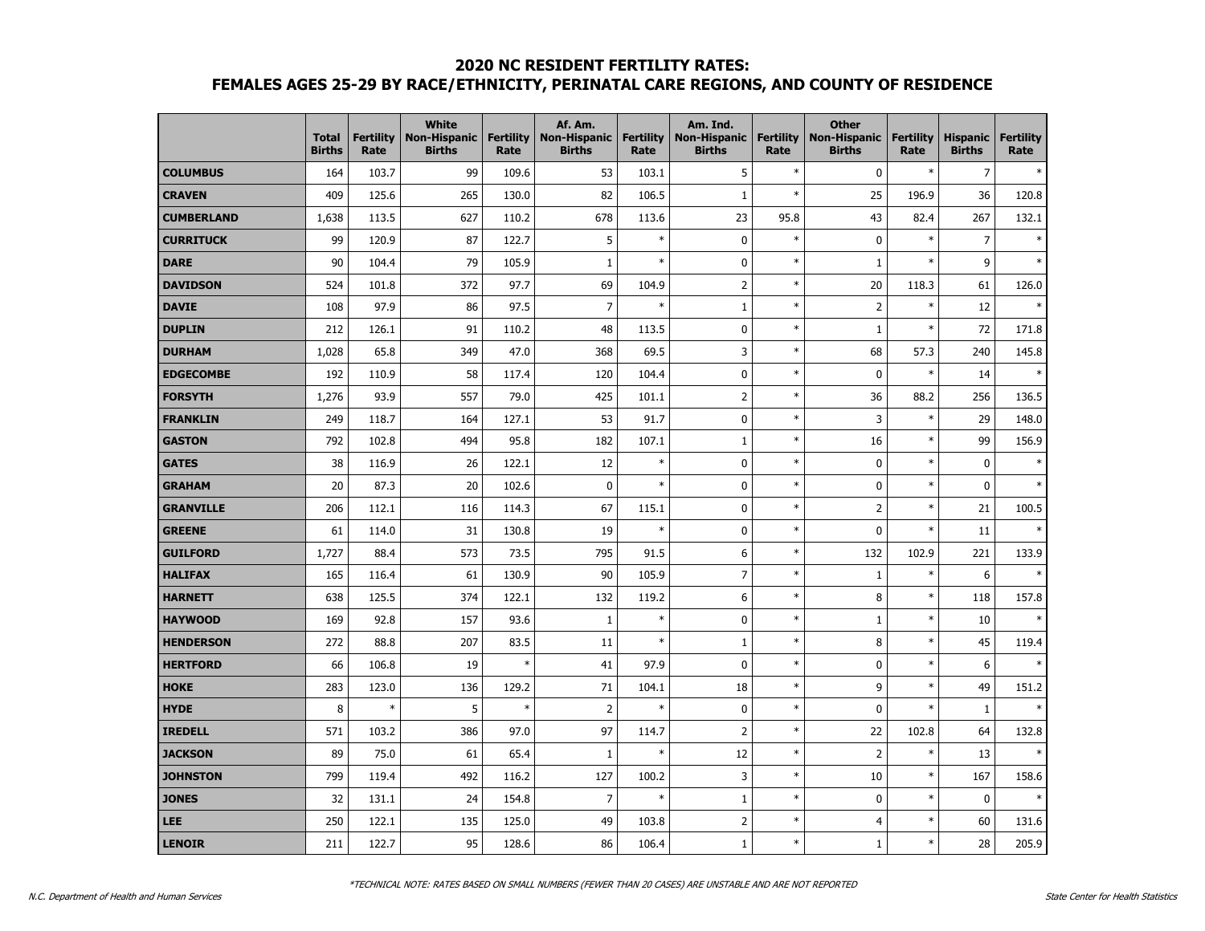## 2020 NC RESIDENT FERTILITY RATES:
## FEMALES AGES 25-29 BY RACE/ETHNICITY, PERINATAL CARE REGIONS, AND COUNTY OF RESIDENCE

| | Total Births | Fertility Rate | White Non-Hispanic Births | Fertility Rate | Af. Am. Non-Hispanic Births | Fertility Rate | Am. Ind. Non-Hispanic Births | Fertility Rate | Other Non-Hispanic Births | Fertility Rate | Hispanic Births | Fertility Rate |
|---|---|---|---|---|---|---|---|---|---|---|---|---|
| **COLUMBUS** | 164 | 103.7 | 99 | 109.6 | 53 | 103.1 | 5 | * | 0 | * | 7 | * |
| **CRAVEN** | 409 | 125.6 | 265 | 130.0 | 82 | 106.5 | 1 | * | 25 | 196.9 | 36 | 120.8 |
| **CUMBERLAND** | 1,638 | 113.5 | 627 | 110.2 | 678 | 113.6 | 23 | 95.8 | 43 | 82.4 | 267 | 132.1 |
| **CURRITUCK** | 99 | 120.9 | 87 | 122.7 | 5 | * | 0 | * | 0 | * | 7 | * |
| **DARE** | 90 | 104.4 | 79 | 105.9 | 1 | * | 0 | * | 1 | * | 9 | * |
| **DAVIDSON** | 524 | 101.8 | 372 | 97.7 | 69 | 104.9 | 2 | * | 20 | 118.3 | 61 | 126.0 |
| **DAVIE** | 108 | 97.9 | 86 | 97.5 | 7 | * | 1 | * | 2 | * | 12 | * |
| **DUPLIN** | 212 | 126.1 | 91 | 110.2 | 48 | 113.5 | 0 | * | 1 | * | 72 | 171.8 |
| **DURHAM** | 1,028 | 65.8 | 349 | 47.0 | 368 | 69.5 | 3 | * | 68 | 57.3 | 240 | 145.8 |
| **EDGECOMBE** | 192 | 110.9 | 58 | 117.4 | 120 | 104.4 | 0 | * | 0 | * | 14 | * |
| **FORSYTH** | 1,276 | 93.9 | 557 | 79.0 | 425 | 101.1 | 2 | * | 36 | 88.2 | 256 | 136.5 |
| **FRANKLIN** | 249 | 118.7 | 164 | 127.1 | 53 | 91.7 | 0 | * | 3 | * | 29 | 148.0 |
| **GASTON** | 792 | 102.8 | 494 | 95.8 | 182 | 107.1 | 1 | * | 16 | * | 99 | 156.9 |
| **GATES** | 38 | 116.9 | 26 | 122.1 | 12 | * | 0 | * | 0 | * | 0 | * |
| **GRAHAM** | 20 | 87.3 | 20 | 102.6 | 0 | * | 0 | * | 0 | * | 0 | * |
| **GRANVILLE** | 206 | 112.1 | 116 | 114.3 | 67 | 115.1 | 0 | * | 2 | * | 21 | 100.5 |
| **GREENE** | 61 | 114.0 | 31 | 130.8 | 19 | * | 0 | * | 0 | * | 11 | * |
| **GUILFORD** | 1,727 | 88.4 | 573 | 73.5 | 795 | 91.5 | 6 | * | 132 | 102.9 | 221 | 133.9 |
| **HALIFAX** | 165 | 116.4 | 61 | 130.9 | 90 | 105.9 | 7 | * | 1 | * | 6 | * |
| **HARNETT** | 638 | 125.5 | 374 | 122.1 | 132 | 119.2 | 6 | * | 8 | * | 118 | 157.8 |
| **HAYWOOD** | 169 | 92.8 | 157 | 93.6 | 1 | * | 0 | * | 1 | * | 10 | * |
| **HENDERSON** | 272 | 88.8 | 207 | 83.5 | 11 | * | 1 | * | 8 | * | 45 | 119.4 |
| **HERTFORD** | 66 | 106.8 | 19 | * | 41 | 97.9 | 0 | * | 0 | * | 6 | * |
| **HOKE** | 283 | 123.0 | 136 | 129.2 | 71 | 104.1 | 18 | * | 9 | * | 49 | 151.2 |
| **HYDE** | 8 | * | 5 | * | 2 | * | 0 | * | 0 | * | 1 | * |
| **IREDELL** | 571 | 103.2 | 386 | 97.0 | 97 | 114.7 | 2 | * | 22 | 102.8 | 64 | 132.8 |
| **JACKSON** | 89 | 75.0 | 61 | 65.4 | 1 | * | 12 | * | 2 | * | 13 | * |
| **JOHNSTON** | 799 | 119.4 | 492 | 116.2 | 127 | 100.2 | 3 | * | 10 | * | 167 | 158.6 |
| **JONES** | 32 | 131.1 | 24 | 154.8 | 7 | * | 1 | * | 0 | * | 0 | * |
| **LEE** | 250 | 122.1 | 135 | 125.0 | 49 | 103.8 | 2 | * | 4 | * | 60 | 131.6 |
| **LENOIR** | 211 | 122.7 | 95 | 128.6 | 86 | 106.4 | 1 | * | 1 | * | 28 | 205.9 |

*TECHNICAL NOTE: RATES BASED ON SMALL NUMBERS (FEWER THAN 20 CASES) ARE UNSTABLE AND ARE NOT REPORTED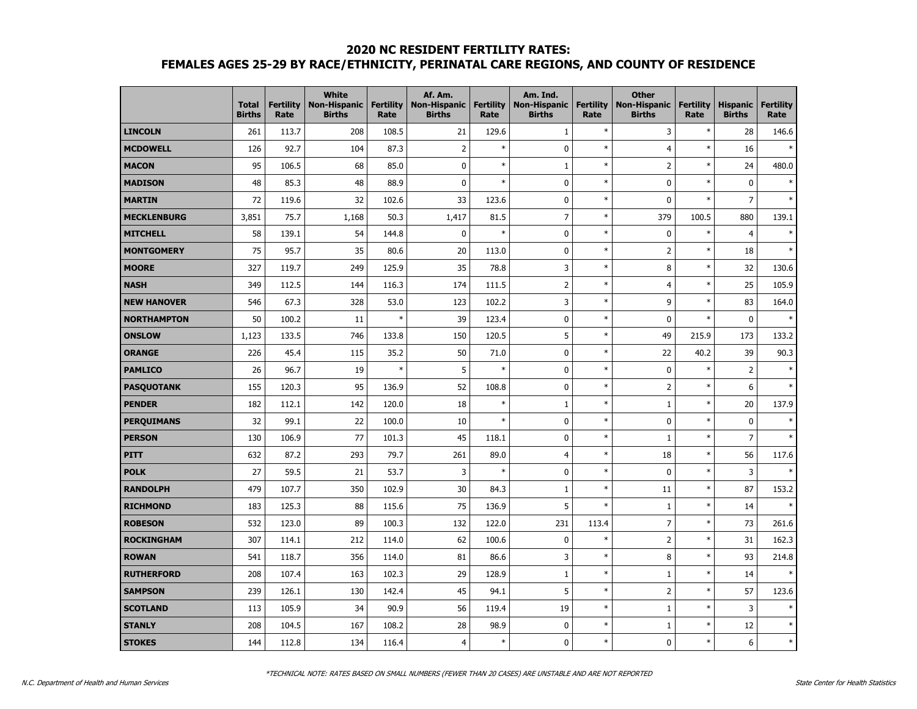## 2020 NC RESIDENT FERTILITY RATES:
## FEMALES AGES 25-29 BY RACE/ETHNICITY, PERINATAL CARE REGIONS, AND COUNTY OF RESIDENCE

| | Total Births | Fertility Rate | White Non-Hispanic Births | Fertility Rate | Af. Am. Non-Hispanic Births | Fertility Rate | Am. Ind. Non-Hispanic Births | Fertility Rate | Other Non-Hispanic Births | Fertility Rate | Hispanic Births | Fertility Rate |
|---|---|---|---|---|---|---|---|---|---|---|---|---|
| **LINCOLN** | 261 | 113.7 | 208 | 108.5 | 21 | 129.6 | 1 | * | 3 | * | 28 | 146.6 |
| **MCDOWELL** | 126 | 92.7 | 104 | 87.3 | 2 | * | 0 | * | 4 | * | 16 | * |
| **MACON** | 95 | 106.5 | 68 | 85.0 | 0 | * | 1 | * | 2 | * | 24 | 480.0 |
| **MADISON** | 48 | 85.3 | 48 | 88.9 | 0 | * | 0 | * | 0 | * | 0 | * |
| **MARTIN** | 72 | 119.6 | 32 | 102.6 | 33 | 123.6 | 0 | * | 0 | * | 7 | * |
| **MECKLENBURG** | 3,851 | 75.7 | 1,168 | 50.3 | 1,417 | 81.5 | 7 | * | 379 | 100.5 | 880 | 139.1 |
| **MITCHELL** | 58 | 139.1 | 54 | 144.8 | 0 | * | 0 | * | 0 | * | 4 | * |
| **MONTGOMERY** | 75 | 95.7 | 35 | 80.6 | 20 | 113.0 | 0 | * | 2 | * | 18 | * |
| **MOORE** | 327 | 119.7 | 249 | 125.9 | 35 | 78.8 | 3 | * | 8 | * | 32 | 130.6 |
| **NASH** | 349 | 112.5 | 144 | 116.3 | 174 | 111.5 | 2 | * | 4 | * | 25 | 105.9 |
| **NEW HANOVER** | 546 | 67.3 | 328 | 53.0 | 123 | 102.2 | 3 | * | 9 | * | 83 | 164.0 |
| **NORTHAMPTON** | 50 | 100.2 | 11 | * | 39 | 123.4 | 0 | * | 0 | * | 0 | * |
| **ONSLOW** | 1,123 | 133.5 | 746 | 133.8 | 150 | 120.5 | 5 | * | 49 | 215.9 | 173 | 133.2 |
| **ORANGE** | 226 | 45.4 | 115 | 35.2 | 50 | 71.0 | 0 | * | 22 | 40.2 | 39 | 90.3 |
| **PAMLICO** | 26 | 96.7 | 19 | * | 5 | * | 0 | * | 0 | * | 2 | * |
| **PASQUOTANK** | 155 | 120.3 | 95 | 136.9 | 52 | 108.8 | 0 | * | 2 | * | 6 | * |
| **PENDER** | 182 | 112.1 | 142 | 120.0 | 18 | * | 1 | * | 1 | * | 20 | 137.9 |
| **PERQUIMANS** | 32 | 99.1 | 22 | 100.0 | 10 | * | 0 | * | 0 | * | 0 | * |
| **PERSON** | 130 | 106.9 | 77 | 101.3 | 45 | 118.1 | 0 | * | 1 | * | 7 | * |
| **PITT** | 632 | 87.2 | 293 | 79.7 | 261 | 89.0 | 4 | * | 18 | * | 56 | 117.6 |
| **POLK** | 27 | 59.5 | 21 | 53.7 | 3 | * | 0 | * | 0 | * | 3 | * |
| **RANDOLPH** | 479 | 107.7 | 350 | 102.9 | 30 | 84.3 | 1 | * | 11 | * | 87 | 153.2 |
| **RICHMOND** | 183 | 125.3 | 88 | 115.6 | 75 | 136.9 | 5 | * | 1 | * | 14 | * |
| **ROBESON** | 532 | 123.0 | 89 | 100.3 | 132 | 122.0 | 231 | 113.4 | 7 | * | 73 | 261.6 |
| **ROCKINGHAM** | 307 | 114.1 | 212 | 114.0 | 62 | 100.6 | 0 | * | 2 | * | 31 | 162.3 |
| **ROWAN** | 541 | 118.7 | 356 | 114.0 | 81 | 86.6 | 3 | * | 8 | * | 93 | 214.8 |
| **RUTHERFORD** | 208 | 107.4 | 163 | 102.3 | 29 | 128.9 | 1 | * | 1 | * | 14 | * |
| **SAMPSON** | 239 | 126.1 | 130 | 142.4 | 45 | 94.1 | 5 | * | 2 | * | 57 | 123.6 |
| **SCOTLAND** | 113 | 105.9 | 34 | 90.9 | 56 | 119.4 | 19 | * | 1 | * | 3 | * |
| **STANLY** | 208 | 104.5 | 167 | 108.2 | 28 | 98.9 | 0 | * | 1 | * | 12 | * |
| **STOKES** | 144 | 112.8 | 134 | 116.4 | 4 | * | 0 | * | 0 | * | 6 | * |

*TECHNICAL NOTE: RATES BASED ON SMALL NUMBERS (FEWER THAN 20 CASES) ARE UNSTABLE AND ARE NOT REPORTED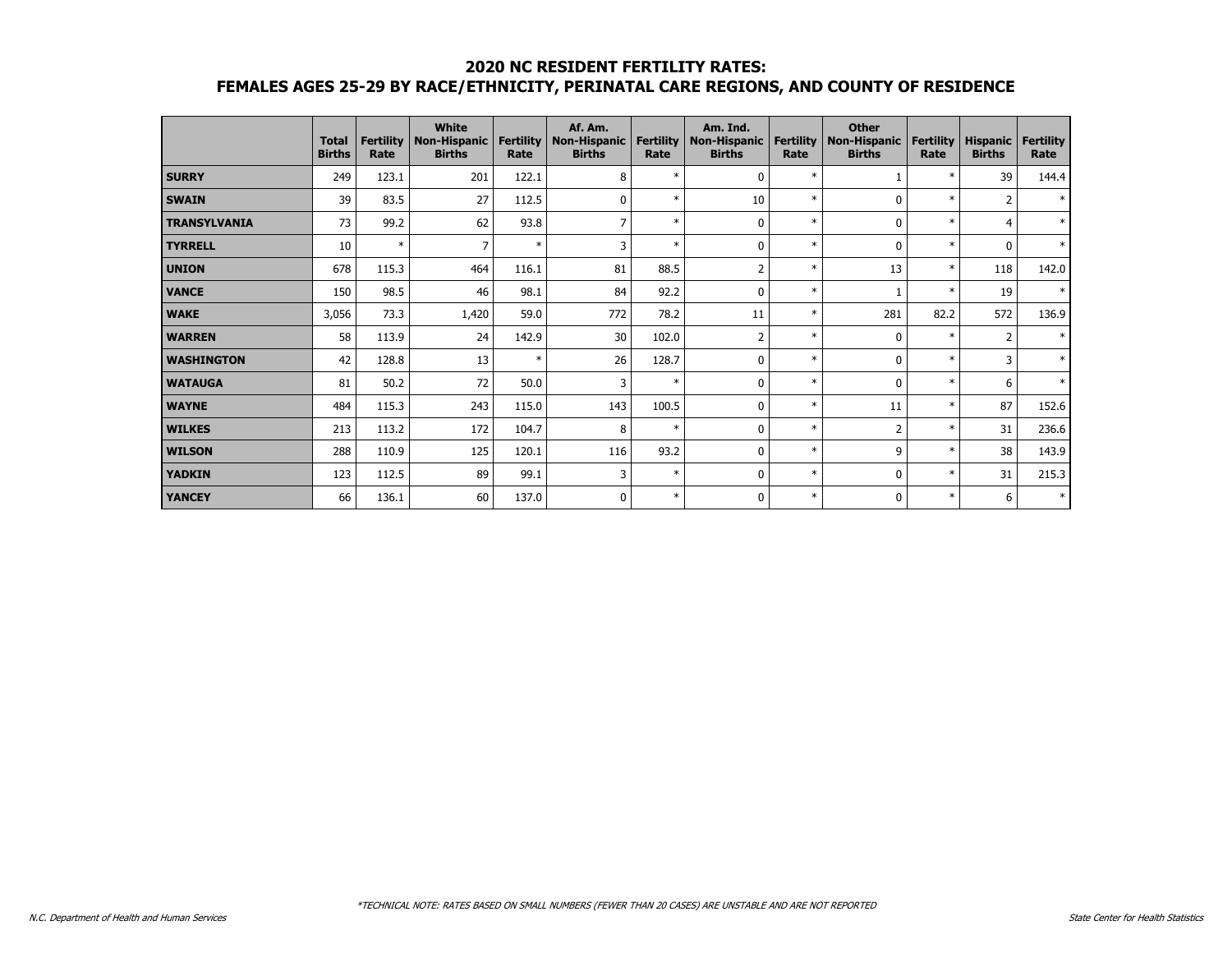# 2020 NC RESIDENT FERTILITY RATES:
# FEMALES AGES 25-29 BY RACE/ETHNICITY, PERINATAL CARE REGIONS, AND COUNTY OF RESIDENCE

| | Total Births | Fertility Rate | White Non-Hispanic Births | Fertility Rate | Af. Am. Non-Hispanic Births | Fertility Rate | Am. Ind. Non-Hispanic Births | Fertility Rate | Other Non-Hispanic Births | Fertility Rate | Hispanic Births | Fertility Rate |
|---|---|---|---|---|---|---|---|---|---|---|---|---|
| **SURRY** | 249 | 123.1 | 201 | 122.1 | 8 | * | 0 | * | 1 | * | 39 | 144.4 |
| **SWAIN** | 39 | 83.5 | 27 | 112.5 | 0 | * | 10 | * | 0 | * | 2 | * |
| **TRANSYLVANIA** | 73 | 99.2 | 62 | 93.8 | 7 | * | 0 | * | 0 | * | 4 | * |
| **TYRRELL** | 10 | * | 7 | * | 3 | * | 0 | * | 0 | * | 0 | * |
| **UNION** | 678 | 115.3 | 464 | 116.1 | 81 | 88.5 | 2 | * | 13 | * | 118 | 142.0 |
| **VANCE** | 150 | 98.5 | 46 | 98.1 | 84 | 92.2 | 0 | * | 1 | * | 19 | * |
| **WAKE** | 3,056 | 73.3 | 1,420 | 59.0 | 772 | 78.2 | 11 | * | 281 | 82.2 | 572 | 136.9 |
| **WARREN** | 58 | 113.9 | 24 | 142.9 | 30 | 102.0 | 2 | * | 0 | * | 2 | * |
| **WASHINGTON** | 42 | 128.8 | 13 | * | 26 | 128.7 | 0 | * | 0 | * | 3 | * |
| **WATAUGA** | 81 | 50.2 | 72 | 50.0 | 3 | * | 0 | * | 0 | * | 6 | * |
| **WAYNE** | 484 | 115.3 | 243 | 115.0 | 143 | 100.5 | 0 | * | 11 | * | 87 | 152.6 |
| **WILKES** | 213 | 113.2 | 172 | 104.7 | 8 | * | 0 | * | 2 | * | 31 | 236.6 |
| **WILSON** | 288 | 110.9 | 125 | 120.1 | 116 | 93.2 | 0 | * | 9 | * | 38 | 143.9 |
| **YADKIN** | 123 | 112.5 | 89 | 99.1 | 3 | * | 0 | * | 0 | * | 31 | 215.3 |
| **YANCEY** | 66 | 136.1 | 60 | 137.0 | 0 | * | 0 | * | 0 | * | 6 | * |

*TECHNICAL NOTE: RATES BASED ON SMALL NUMBERS (FEWER THAN 20 CASES) ARE UNSTABLE AND ARE NOT REPORTED

N.C. Department of Health and Human Services

State Center for Health Statistics